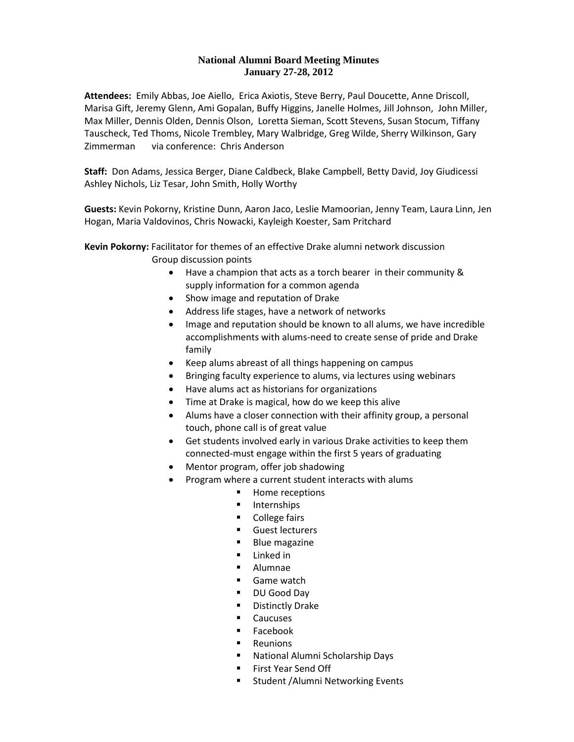# National Alumni Board Meeting Minutes
## January 27-28, 2012

**Attendees:** Emily Abbas, Joe Aiello, Erica Axiotis, Steve Berry, Paul Doucette, Anne Driscoll, Marisa Gift, Jeremy Glenn, Ami Gopalan, Buffy Higgins, Janelle Holmes, Jill Johnson, John Miller, Max Miller, Dennis Olden, Dennis Olson, Loretta Sieman, Scott Stevens, Susan Stocum, Tiffany Tauscheck, Ted Thoms, Nicole Trembley, Mary Walbridge, Greg Wilde, Sherry Wilkinson, Gary Zimmerman via conference: Chris Anderson

**Staff:** Don Adams, Jessica Berger, Diane Caldbeck, Blake Campbell, Betty David, Joy Giudicessi Ashley Nichols, Liz Tesar, John Smith, Holly Worthy

**Guests:** Kevin Pokorny, Kristine Dunn, Aaron Jaco, Leslie Mamoorian, Jenny Team, Laura Linn, Jen Hogan, Maria Valdovinos, Chris Nowacki, Kayleigh Koester, Sam Pritchard

**Kevin Pokorny:** Facilitator for themes of an effective Drake alumni network discussion

Group discussion points

- Have a champion that acts as a torch bearer in their community & supply information for a common agenda
- Show image and reputation of Drake
- Address life stages, have a network of networks
- Image and reputation should be known to all alums, we have incredible accomplishments with alums-need to create sense of pride and Drake family
- Keep alums abreast of all things happening on campus
- Bringing faculty experience to alums, via lectures using webinars
- Have alums act as historians for organizations
- Time at Drake is magical, how do we keep this alive
- Alums have a closer connection with their affinity group, a personal touch, phone call is of great value
- Get students involved early in various Drake activities to keep them connected-must engage within the first 5 years of graduating
- Mentor program, offer job shadowing
- Program where a current student interacts with alums
    - Home receptions
    - Internships
    - College fairs
    - Guest lecturers
    - Blue magazine
    - Linked in
    - Alumnae
    - Game watch
    - DU Good Day
    - Distinctly Drake
    - Caucuses
    - Facebook
    - Reunions
    - National Alumni Scholarship Days
    - First Year Send Off
    - Student /Alumni Networking Events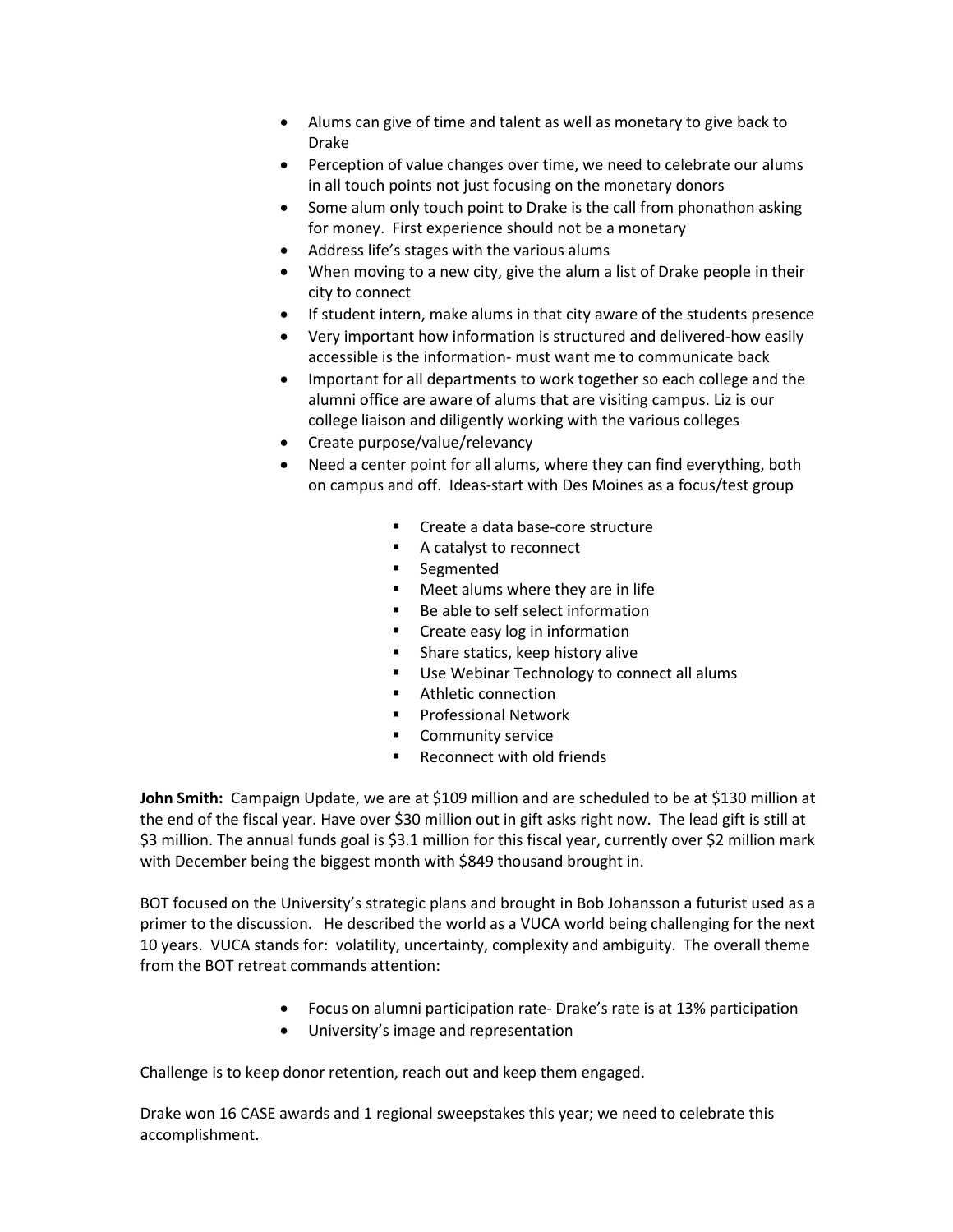- Alums can give of time and talent as well as monetary to give back to Drake
- Perception of value changes over time, we need to celebrate our alums in all touch points not just focusing on the monetary donors
- Some alum only touch point to Drake is the call from phonathon asking for money. First experience should not be a monetary
- Address life's stages with the various alums
- When moving to a new city, give the alum a list of Drake people in their city to connect
- If student intern, make alums in that city aware of the students presence
- Very important how information is structured and delivered-how easily accessible is the information- must want me to communicate back
- Important for all departments to work together so each college and the alumni office are aware of alums that are visiting campus. Liz is our college liaison and diligently working with the various colleges
- Create purpose/value/relevancy
- Need a center point for all alums, where they can find everything, both on campus and off. Ideas-start with Des Moines as a focus/test group
    - Create a data base-core structure
    - A catalyst to reconnect
    - Segmented
    - Meet alums where they are in life
    - Be able to self select information
    - Create easy log in information
    - Share statics, keep history alive
    - Use Webinar Technology to connect all alums
    - Athletic connection
    - Professional Network
    - Community service
    - Reconnect with old friends

**John Smith:** Campaign Update, we are at $109 million and are scheduled to be at $130 million at the end of the fiscal year. Have over $30 million out in gift asks right now. The lead gift is still at $3 million. The annual funds goal is $3.1 million for this fiscal year, currently over $2 million mark with December being the biggest month with $849 thousand brought in.

BOT focused on the University's strategic plans and brought in Bob Johansson a futurist used as a primer to the discussion. He described the world as a VUCA world being challenging for the next 10 years. VUCA stands for: volatility, uncertainty, complexity and ambiguity. The overall theme from the BOT retreat commands attention:

- Focus on alumni participation rate- Drake's rate is at 13% participation
- University's image and representation

Challenge is to keep donor retention, reach out and keep them engaged.

Drake won 16 CASE awards and 1 regional sweepstakes this year; we need to celebrate this accomplishment.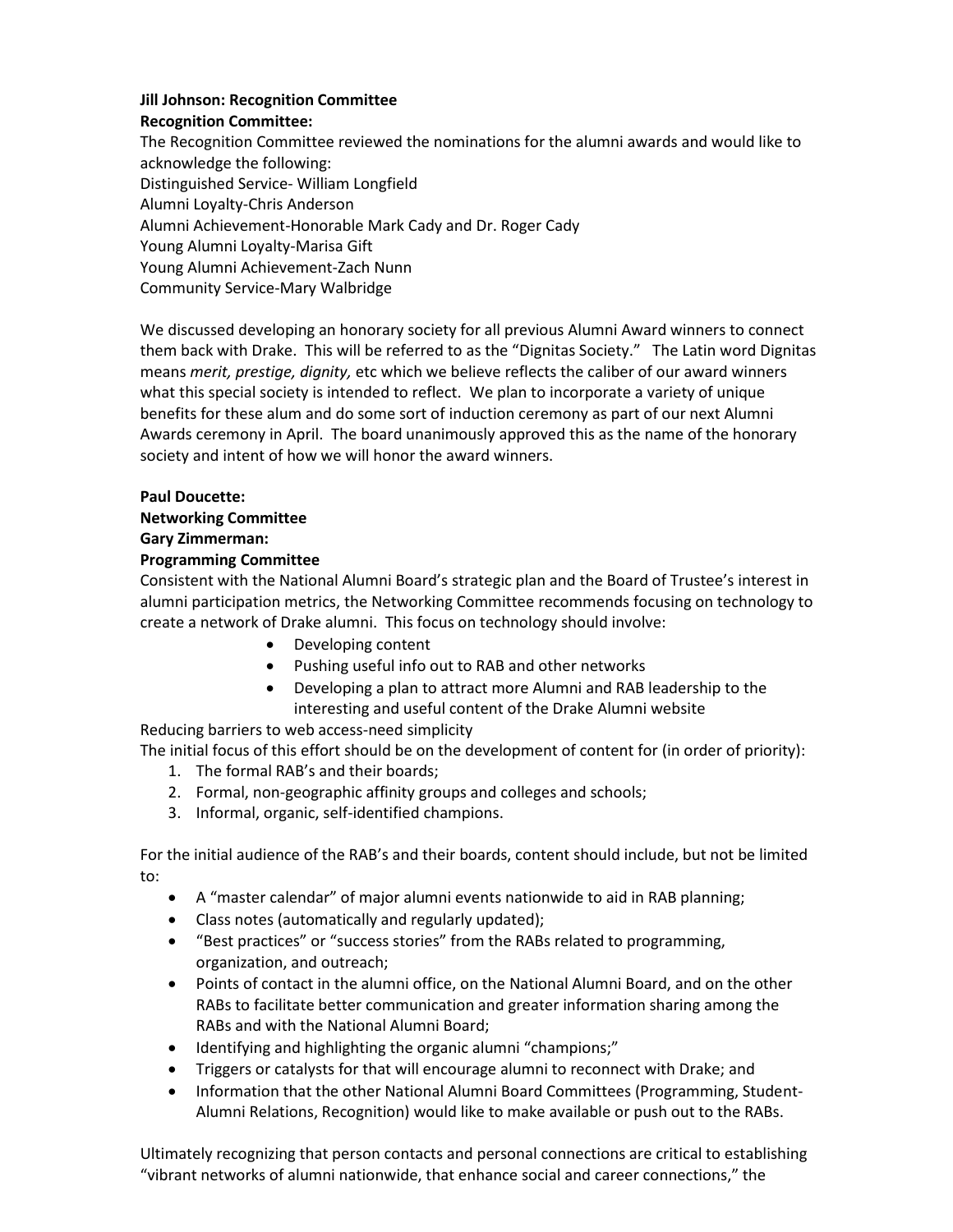**Jill Johnson: Recognition Committee**
**Recognition Committee:**

The Recognition Committee reviewed the nominations for the alumni awards and would like to acknowledge the following:
Distinguished Service- William Longfield
Alumni Loyalty-Chris Anderson
Alumni Achievement-Honorable Mark Cady and Dr. Roger Cady
Young Alumni Loyalty-Marisa Gift
Young Alumni Achievement-Zach Nunn
Community Service-Mary Walbridge

We discussed developing an honorary society for all previous Alumni Award winners to connect them back with Drake. This will be referred to as the "Dignitas Society." The Latin word Dignitas means *merit, prestige, dignity,* etc which we believe reflects the caliber of our award winners what this special society is intended to reflect. We plan to incorporate a variety of unique benefits for these alum and do some sort of induction ceremony as part of our next Alumni Awards ceremony in April. The board unanimously approved this as the name of the honorary society and intent of how we will honor the award winners.

**Paul Doucette:**
**Networking Committee**
**Gary Zimmerman:**
**Programming Committee**

Consistent with the National Alumni Board's strategic plan and the Board of Trustee's interest in alumni participation metrics, the Networking Committee recommends focusing on technology to create a network of Drake alumni. This focus on technology should involve:

- Developing content
- Pushing useful info out to RAB and other networks
- Developing a plan to attract more Alumni and RAB leadership to the interesting and useful content of the Drake Alumni website

Reducing barriers to web access-need simplicity
The initial focus of this effort should be on the development of content for (in order of priority):

1. The formal RAB's and their boards;
2. Formal, non-geographic affinity groups and colleges and schools;
3. Informal, organic, self-identified champions.

For the initial audience of the RAB's and their boards, content should include, but not be limited to:

- A "master calendar" of major alumni events nationwide to aid in RAB planning;
- Class notes (automatically and regularly updated);
- "Best practices" or "success stories" from the RABs related to programming, organization, and outreach;
- Points of contact in the alumni office, on the National Alumni Board, and on the other RABs to facilitate better communication and greater information sharing among the RABs and with the National Alumni Board;
- Identifying and highlighting the organic alumni "champions;"
- Triggers or catalysts for that will encourage alumni to reconnect with Drake; and
- Information that the other National Alumni Board Committees (Programming, Student-Alumni Relations, Recognition) would like to make available or push out to the RABs.

Ultimately recognizing that person contacts and personal connections are critical to establishing "vibrant networks of alumni nationwide, that enhance social and career connections," the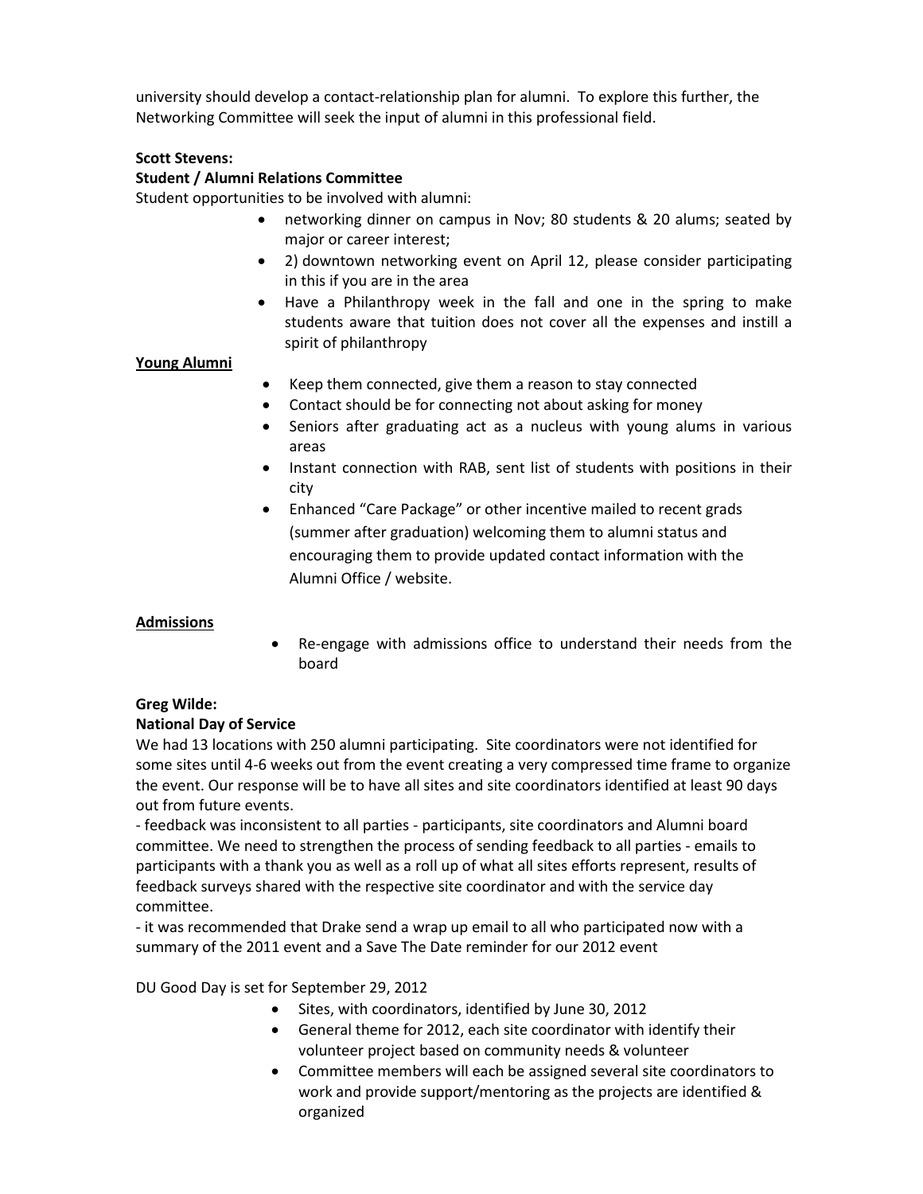university should develop a contact-relationship plan for alumni. To explore this further, the Networking Committee will seek the input of alumni in this professional field.

**Scott Stevens:**

**Student / Alumni Relations Committee**

Student opportunities to be involved with alumni:

- networking dinner on campus in Nov; 80 students & 20 alums; seated by major or career interest;
- 2) downtown networking event on April 12, please consider participating in this if you are in the area
- Have a Philanthropy week in the fall and one in the spring to make students aware that tuition does not cover all the expenses and instill a spirit of philanthropy

<u>**Young Alumni**</u>

- Keep them connected, give them a reason to stay connected
- Contact should be for connecting not about asking for money
- Seniors after graduating act as a nucleus with young alums in various areas
- Instant connection with RAB, sent list of students with positions in their city
- Enhanced "Care Package" or other incentive mailed to recent grads (summer after graduation) welcoming them to alumni status and encouraging them to provide updated contact information with the Alumni Office / website.

<u>**Admissions**</u>

- Re-engage with admissions office to understand their needs from the board

**Greg Wilde:**

**National Day of Service**

We had 13 locations with 250 alumni participating. Site coordinators were not identified for some sites until 4-6 weeks out from the event creating a very compressed time frame to organize the event. Our response will be to have all sites and site coordinators identified at least 90 days out from future events.

- feedback was inconsistent to all parties - participants, site coordinators and Alumni board committee. We need to strengthen the process of sending feedback to all parties - emails to participants with a thank you as well as a roll up of what all sites efforts represent, results of feedback surveys shared with the respective site coordinator and with the service day committee.

- it was recommended that Drake send a wrap up email to all who participated now with a summary of the 2011 event and a Save The Date reminder for our 2012 event

DU Good Day is set for September 29, 2012

- Sites, with coordinators, identified by June 30, 2012
- General theme for 2012, each site coordinator with identify their volunteer project based on community needs & volunteer
- Committee members will each be assigned several site coordinators to work and provide support/mentoring as the projects are identified & organized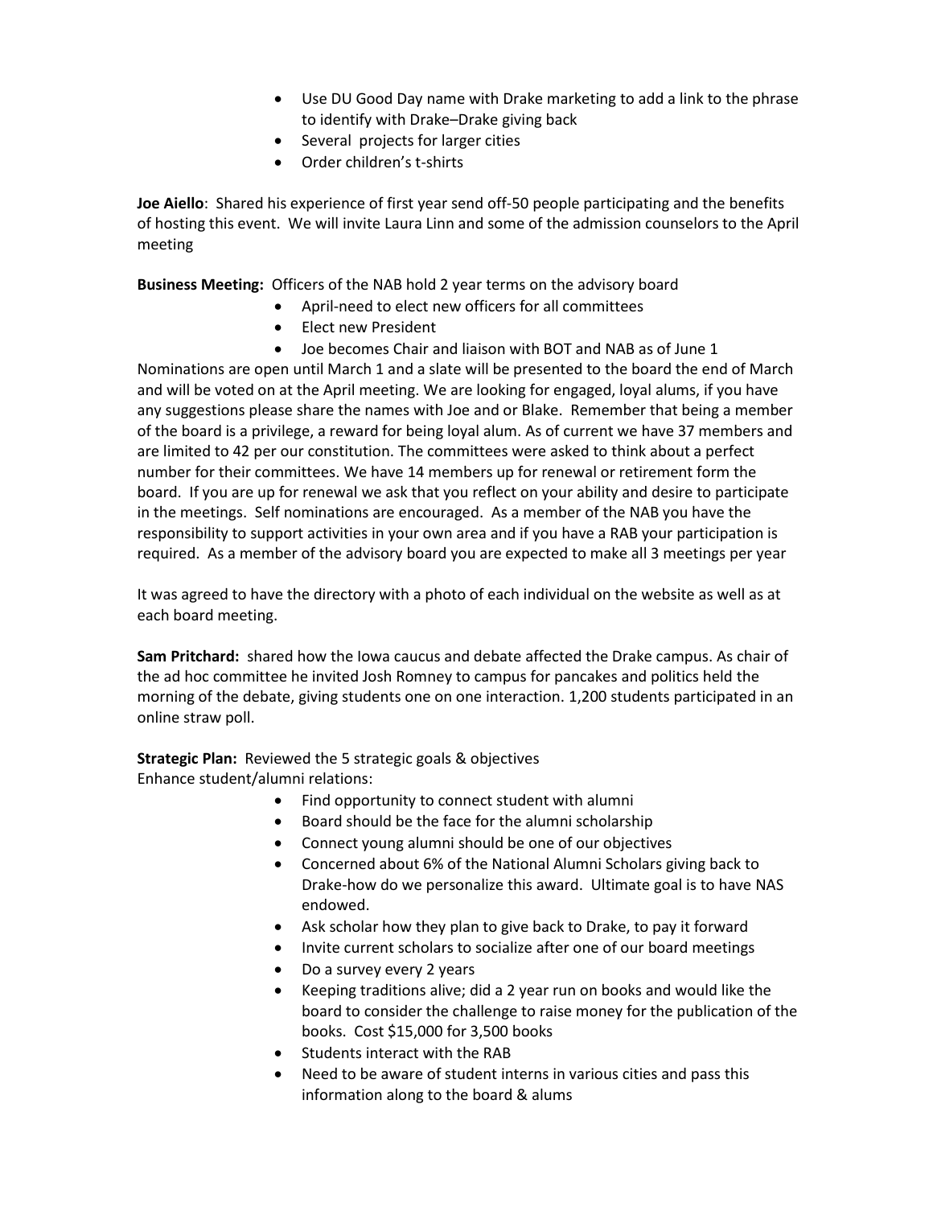- Use DU Good Day name with Drake marketing to add a link to the phrase to identify with Drake–Drake giving back
- Several  projects for larger cities
- Order children's t-shirts

**Joe Aiello**:  Shared his experience of first year send off-50 people participating and the benefits of hosting this event.  We will invite Laura Linn and some of the admission counselors to the April meeting

**Business Meeting:**  Officers of the NAB hold 2 year terms on the advisory board

- April-need to elect new officers for all committees
- Elect new President
- Joe becomes Chair and liaison with BOT and NAB as of June 1

Nominations are open until March 1 and a slate will be presented to the board the end of March and will be voted on at the April meeting. We are looking for engaged, loyal alums, if you have any suggestions please share the names with Joe and or Blake.  Remember that being a member of the board is a privilege, a reward for being loyal alum. As of current we have 37 members and are limited to 42 per our constitution. The committees were asked to think about a perfect number for their committees. We have 14 members up for renewal or retirement form the board.  If you are up for renewal we ask that you reflect on your ability and desire to participate in the meetings.  Self nominations are encouraged.  As a member of the NAB you have the responsibility to support activities in your own area and if you have a RAB your participation is required.  As a member of the advisory board you are expected to make all 3 meetings per year

It was agreed to have the directory with a photo of each individual on the website as well as at each board meeting.

**Sam Pritchard:**  shared how the Iowa caucus and debate affected the Drake campus. As chair of the ad hoc committee he invited Josh Romney to campus for pancakes and politics held the morning of the debate, giving students one on one interaction. 1,200 students participated in an online straw poll.

**Strategic Plan:**  Reviewed the 5 strategic goals & objectives
Enhance student/alumni relations:

- Find opportunity to connect student with alumni
- Board should be the face for the alumni scholarship
- Connect young alumni should be one of our objectives
- Concerned about 6% of the National Alumni Scholars giving back to Drake-how do we personalize this award.  Ultimate goal is to have NAS endowed.
- Ask scholar how they plan to give back to Drake, to pay it forward
- Invite current scholars to socialize after one of our board meetings
- Do a survey every 2 years
- Keeping traditions alive; did a 2 year run on books and would like the board to consider the challenge to raise money for the publication of the books.  Cost $15,000 for 3,500 books
- Students interact with the RAB
- Need to be aware of student interns in various cities and pass this information along to the board & alums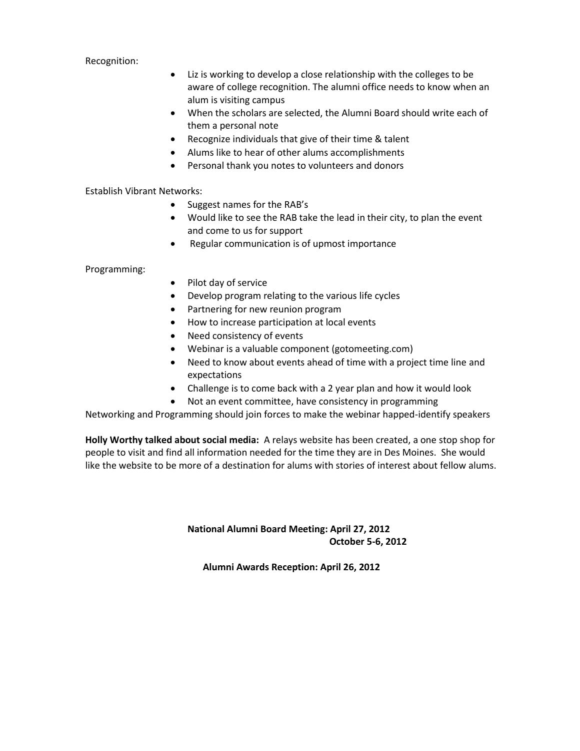Recognition:

- Liz is working to develop a close relationship with the colleges to be aware of college recognition. The alumni office needs to know when an alum is visiting campus
- When the scholars are selected, the Alumni Board should write each of them a personal note
- Recognize individuals that give of their time & talent
- Alums like to hear of other alums accomplishments
- Personal thank you notes to volunteers and donors

Establish Vibrant Networks:

- Suggest names for the RAB's
- Would like to see the RAB take the lead in their city, to plan the event and come to us for support
- Regular communication is of upmost importance

Programming:

- Pilot day of service
- Develop program relating to the various life cycles
- Partnering for new reunion program
- How to increase participation at local events
- Need consistency of events
- Webinar is a valuable component (gotomeeting.com)
- Need to know about events ahead of time with a project time line and expectations
- Challenge is to come back with a 2 year plan and how it would look
- Not an event committee, have consistency in programming

Networking and Programming should join forces to make the webinar happed-identify speakers

**Holly Worthy talked about social media:** A relays website has been created, a one stop shop for people to visit and find all information needed for the time they are in Des Moines. She would like the website to be more of a destination for alums with stories of interest about fellow alums.

**National Alumni Board Meeting: April 27, 2012**
**October 5-6, 2012**

**Alumni Awards Reception: April 26, 2012**